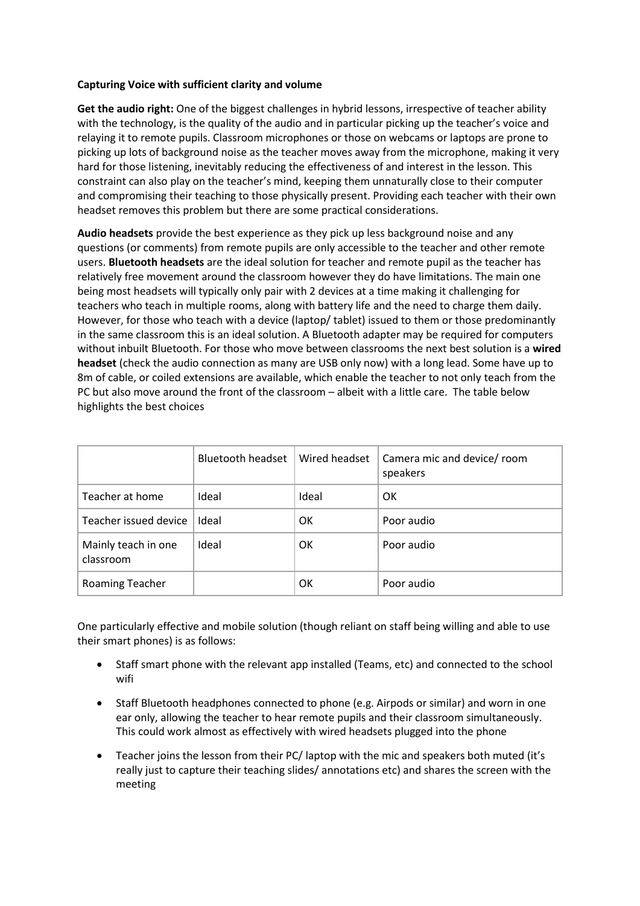**Capturing Voice with sufficient clarity and volume**

**Get the audio right:** One of the biggest challenges in hybrid lessons, irrespective of teacher ability with the technology, is the quality of the audio and in particular picking up the teacher's voice and relaying it to remote pupils. Classroom microphones or those on webcams or laptops are prone to picking up lots of background noise as the teacher moves away from the microphone, making it very hard for those listening, inevitably reducing the effectiveness of and interest in the lesson. This constraint can also play on the teacher's mind, keeping them unnaturally close to their computer and compromising their teaching to those physically present. Providing each teacher with their own headset removes this problem but there are some practical considerations.

**Audio headsets** provide the best experience as they pick up less background noise and any questions (or comments) from remote pupils are only accessible to the teacher and other remote users. **Bluetooth headsets** are the ideal solution for teacher and remote pupil as the teacher has relatively free movement around the classroom however they do have limitations. The main one being most headsets will typically only pair with 2 devices at a time making it challenging for teachers who teach in multiple rooms, along with battery life and the need to charge them daily. However, for those who teach with a device (laptop/ tablet) issued to them or those predominantly in the same classroom this is an ideal solution. A Bluetooth adapter may be required for computers without inbuilt Bluetooth. For those who move between classrooms the next best solution is a **wired headset** (check the audio connection as many are USB only now) with a long lead. Some have up to 8m of cable, or coiled extensions are available, which enable the teacher to not only teach from the PC but also move around the front of the classroom – albeit with a little care. The table below highlights the best choices

| | Bluetooth headset | Wired headset | Camera mic and device/ room speakers |
|---|---|---|---|
| Teacher at home | Ideal | Ideal | OK |
| Teacher issued device | Ideal | OK | Poor audio |
| Mainly teach in one classroom | Ideal | OK | Poor audio |
| Roaming Teacher | | OK | Poor audio |

One particularly effective and mobile solution (though reliant on staff being willing and able to use their smart phones) is as follows:

- Staff smart phone with the relevant app installed (Teams, etc) and connected to the school wifi
- Staff Bluetooth headphones connected to phone (e.g. Airpods or similar) and worn in one ear only, allowing the teacher to hear remote pupils and their classroom simultaneously. This could work almost as effectively with wired headsets plugged into the phone
- Teacher joins the lesson from their PC/ laptop with the mic and speakers both muted (it's really just to capture their teaching slides/ annotations etc) and shares the screen with the meeting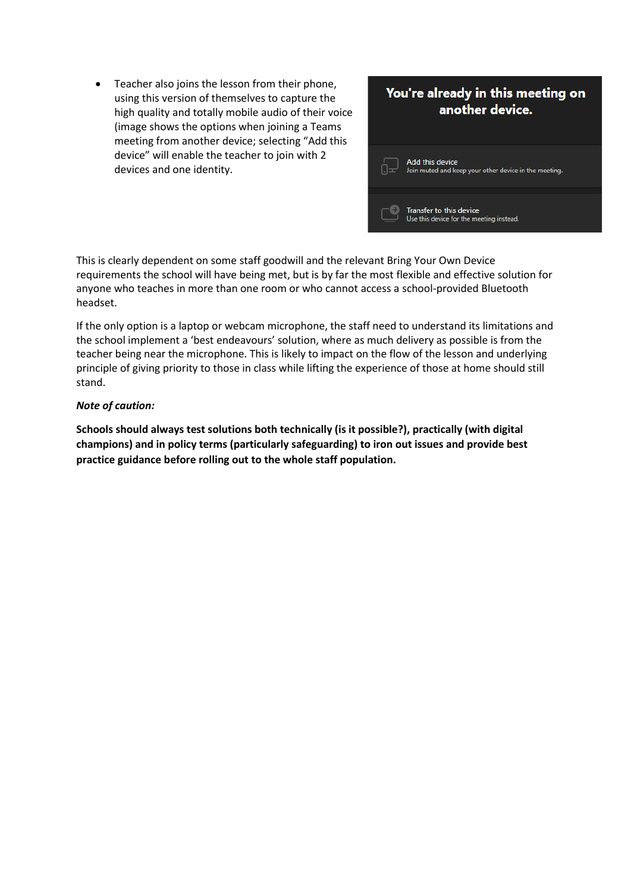- Teacher also joins the lesson from their phone, using this version of themselves to capture the high quality and totally mobile audio of their voice (image shows the options when joining a Teams meeting from another device; selecting "Add this device" will enable the teacher to join with 2 devices and one identity.

You're already in this meeting on another device.

Add this device
Join muted and keep your other device in the meeting.

Transfer to this device
Use this device for the meeting instead.

This is clearly dependent on some staff goodwill and the relevant Bring Your Own Device requirements the school will have being met, but is by far the most flexible and effective solution for anyone who teaches in more than one room or who cannot access a school-provided Bluetooth headset.

If the only option is a laptop or webcam microphone, the staff need to understand its limitations and the school implement a 'best endeavours' solution, where as much delivery as possible is from the teacher being near the microphone. This is likely to impact on the flow of the lesson and underlying principle of giving priority to those in class while lifting the experience of those at home should still stand.

***Note of caution:***

**Schools should always test solutions both technically (is it possible?), practically (with digital champions) and in policy terms (particularly safeguarding) to iron out issues and provide best practice guidance before rolling out to the whole staff population.**